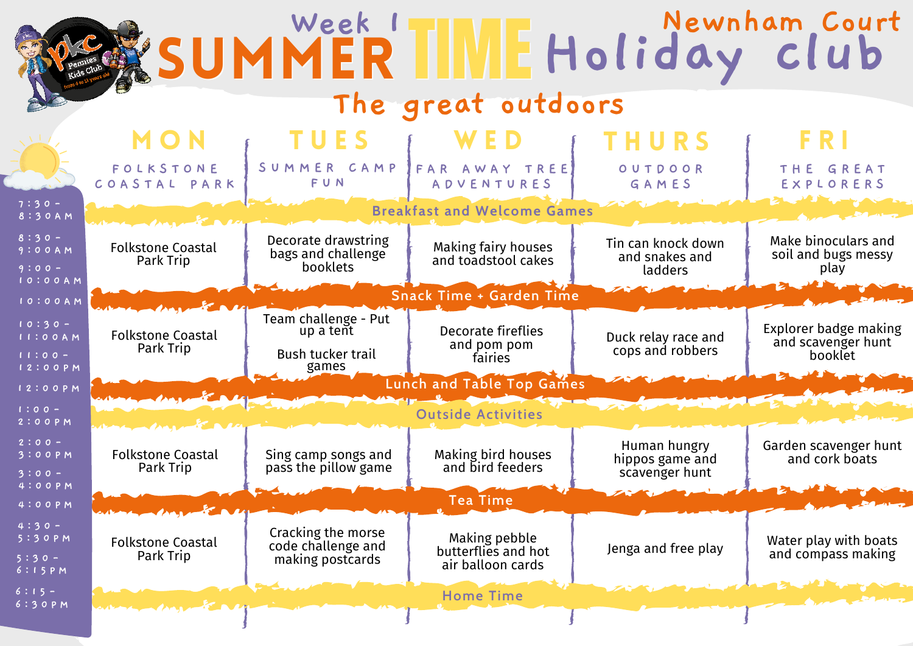# Week 1 SUMMER TIME Holiday Club

## Newnham Court

### The great outdoors

| | MON | TUES | WED | THURS | FRI |
|---|---|---|---|---|---|
| | FOLKSTONE COASTAL PARK | SUMMER CAMP FUN | FAR AWAY TREE ADVENTURES | OUTDOOR GAMES | THE GREAT EXPLORERS |
| 7:30 - 8:30AM | Breakfast and Welcome Games | | | | |
| 8:30 - 9:00AM / 9:00 - 10:00AM | Folkstone Coastal Park Trip | Decorate drawstring bags and challenge booklets | Making fairy houses and toadstool cakes | Tin can knock down and snakes and ladders | Make binoculars and soil and bugs messy play |
| 10:00AM | Snack Time + Garden Time | | | | |
| 10:30 - 11:00AM / 11:00 - 12:00PM | Folkstone Coastal Park Trip | Team challenge - Put up a tent<br>Bush tucker trail games | Decorate fireflies and pom pom fairies | Duck relay race and cops and robbers | Explorer badge making and scavenger hunt booklet |
| 12:00PM | Lunch and Table Top Games | | | | |
| 1:00 - 2:00PM | Outside Activities | | | | |
| 2:00 - 3:00PM / 3:00 - 4:00PM | Folkstone Coastal Park Trip | Sing camp songs and pass the pillow game | Making bird houses and bird feeders | Human hungry hippos game and scavenger hunt | Garden scavenger hunt and cork boats |
| 4:00PM | Tea Time | | | | |
| 4:30 - 5:30PM / 5:30 - 6:15PM | Folkstone Coastal Park Trip | Cracking the morse code challenge and making postcards | Making pebble butterflies and hot air balloon cards | Jenga and free play | Water play with boats and compass making |
| 6:15 - 6:30PM | Home Time | | | | |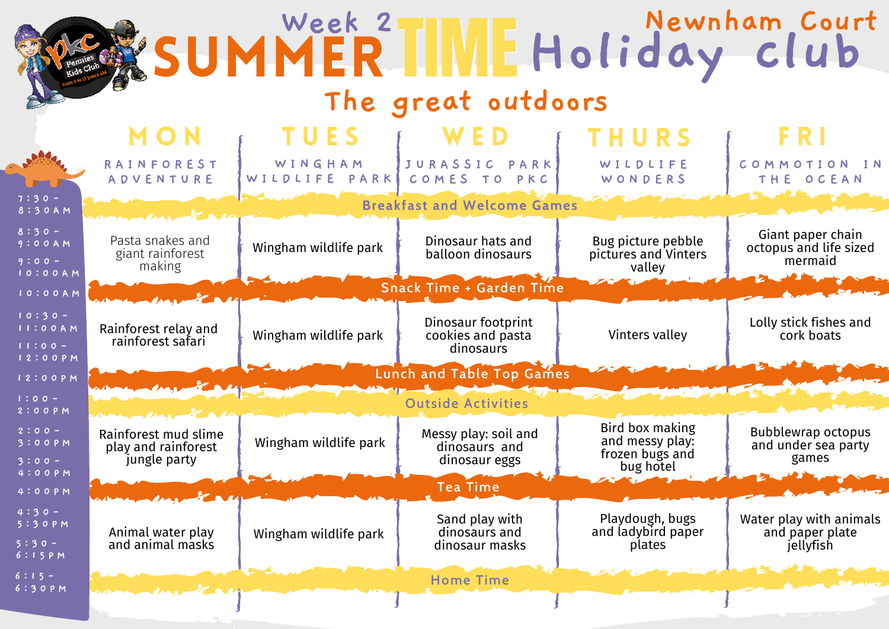# Week 2 SUMMER TIME Holiday club

## Newnham Court

### The great outdoors

| Time | MON<br>RAINFOREST ADVENTURE | TUES<br>WINGHAM WILDLIFE PARK | WED<br>JURASSIC PARK COMES TO PKC | THURS<br>WILDLIFE WONDERS | FRI<br>COMMOTION IN THE OCEAN |
|---|---|---|---|---|---|
| 7:30 - 8:30AM | Breakfast and Welcome Games | | | | |
| 8:30 - 9:00AM<br>9:00 - 10:00AM | Pasta snakes and giant rainforest making | Wingham wildlife park | Dinosaur hats and balloon dinosaurs | Bug picture pebble pictures and Vinters valley | Giant paper chain octopus and life sized mermaid |
| 10:00AM | Snack Time + Garden Time | | | | |
| 10:30 - 11:00AM<br>11:00 - 12:00PM | Rainforest relay and rainforest safari | Wingham wildlife park | Dinosaur footprint cookies and pasta dinosaurs | Vinters valley | Lolly stick fishes and cork boats |
| 12:00PM | Lunch and Table Top Games | | | | |
| 1:00 - 2:00PM | Outside Activities | | | | |
| 2:00 - 3:00PM<br>3:00 - 4:00PM | Rainforest mud slime play and rainforest jungle party | Wingham wildlife park | Messy play: soil and dinosaurs and dinosaur eggs | Bird box making and messy play: frozen bugs and bug hotel | Bubblewrap octopus and under sea party games |
| 4:00PM | Tea Time | | | | |
| 4:30 - 5:30PM<br>5:30 - 6:15PM | Animal water play and animal masks | Wingham wildlife park | Sand play with dinosaurs and dinosaur masks | Playdough, bugs and ladybird paper plates | Water play with animals and paper plate jellyfish |
| 6:15 - 6:30PM | Home Time | | | | |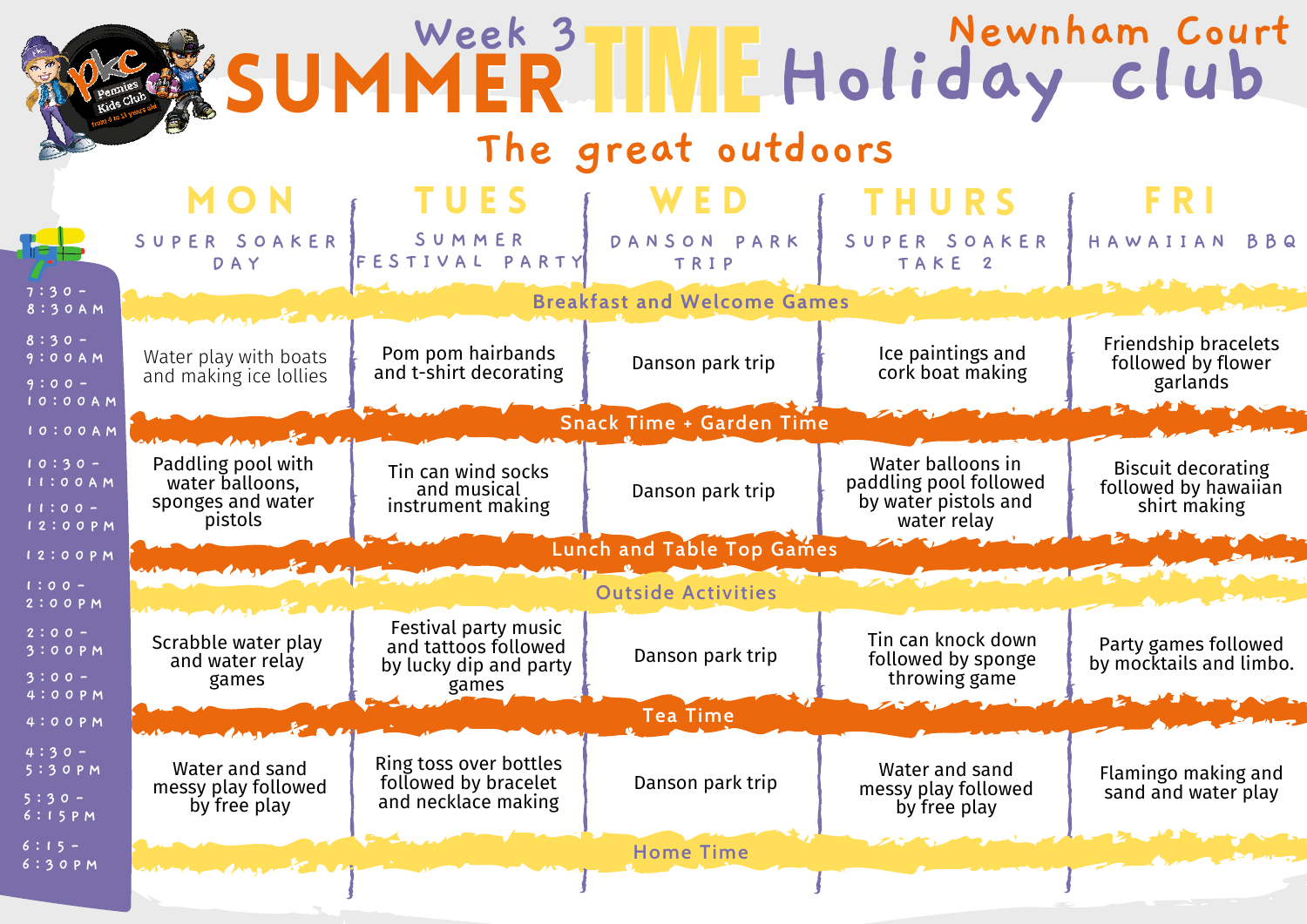# Week 3 SUMMER TIME Newnham Court Holiday club

## The great outdoors

| Time | MON<br>SUPER SOAKER DAY | TUES<br>SUMMER FESTIVAL PARTY | WED<br>DANSON PARK TRIP | THURS<br>SUPER SOAKER TAKE 2 | FRI<br>HAWAIIAN BBQ |
|---|---|---|---|---|---|
| 7:30 - 8:30AM | Breakfast and Welcome Games | | | | |
| 8:30 - 9:00AM<br>9:00 - 10:00AM | Water play with boats and making ice lollies | Pom pom hairbands and t-shirt decorating | Danson park trip | Ice paintings and cork boat making | Friendship bracelets followed by flower garlands |
| 10:00AM | Snack Time + Garden Time | | | | |
| 10:30 - 11:00AM<br>11:00 - 12:00PM | Paddling pool with water balloons, sponges and water pistols | Tin can wind socks and musical instrument making | Danson park trip | Water balloons in paddling pool followed by water pistols and water relay | Biscuit decorating followed by hawaiian shirt making |
| 12:00PM | Lunch and Table Top Games | | | | |
| 1:00 - 2:00PM | Outside Activities | | | | |
| 2:00 - 3:00PM<br>3:00 - 4:00PM | Scrabble water play and water relay games | Festival party music and tattoos followed by lucky dip and party games | Danson park trip | Tin can knock down followed by sponge throwing game | Party games followed by mocktails and limbo. |
| 4:00PM | Tea Time | | | | |
| 4:30 - 5:30PM<br>5:30 - 6:15PM | Water and sand messy play followed by free play | Ring toss over bottles followed by bracelet and necklace making | Danson park trip | Water and sand messy play followed by free play | Flamingo making and sand and water play |
| 6:15 - 6:30PM | Home Time | | | | |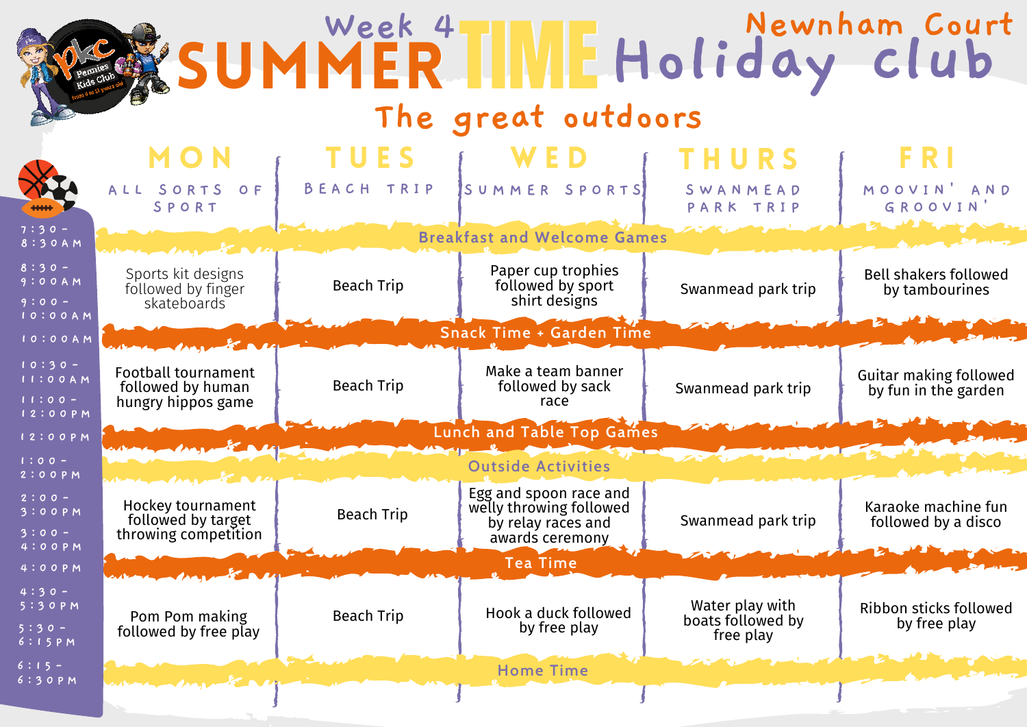# Week 4 SUMMER TIME Holiday club

## Newnham Court

### The great outdoors

| Time | MON<br>All sorts of sport | TUES<br>Beach trip | WED<br>Summer sports | THURS<br>Swanmead park trip | FRI<br>Moovin' and groovin' |
|---|---|---|---|---|---|
| 7:30 - 8:30AM | Breakfast and Welcome Games | | | | |
| 8:30 - 9:00AM<br>9:00 - 10:00AM | Sports kit designs followed by finger skateboards | Beach Trip | Paper cup trophies followed by sport shirt designs | Swanmead park trip | Bell shakers followed by tambourines |
| 10:00AM | Snack Time + Garden Time | | | | |
| 10:30 - 11:00AM<br>11:00 - 12:00PM | Football tournament followed by human hungry hippos game | Beach Trip | Make a team banner followed by sack race | Swanmead park trip | Guitar making followed by fun in the garden |
| 12:00PM | Lunch and Table Top Games | | | | |
| 1:00 - 2:00PM | Outside Activities | | | | |
| 2:00 - 3:00PM<br>3:00 - 4:00PM | Hockey tournament followed by target throwing competition | Beach Trip | Egg and spoon race and welly throwing followed by relay races and awards ceremony | Swanmead park trip | Karaoke machine fun followed by a disco |
| 4:00PM | Tea Time | | | | |
| 4:30 - 5:30PM<br>5:30 - 6:15PM | Pom Pom making followed by free play | Beach Trip | Hook a duck followed by free play | Water play with boats followed by free play | Ribbon sticks followed by free play |
| 6:15 - 6:30PM | Home Time | | | | |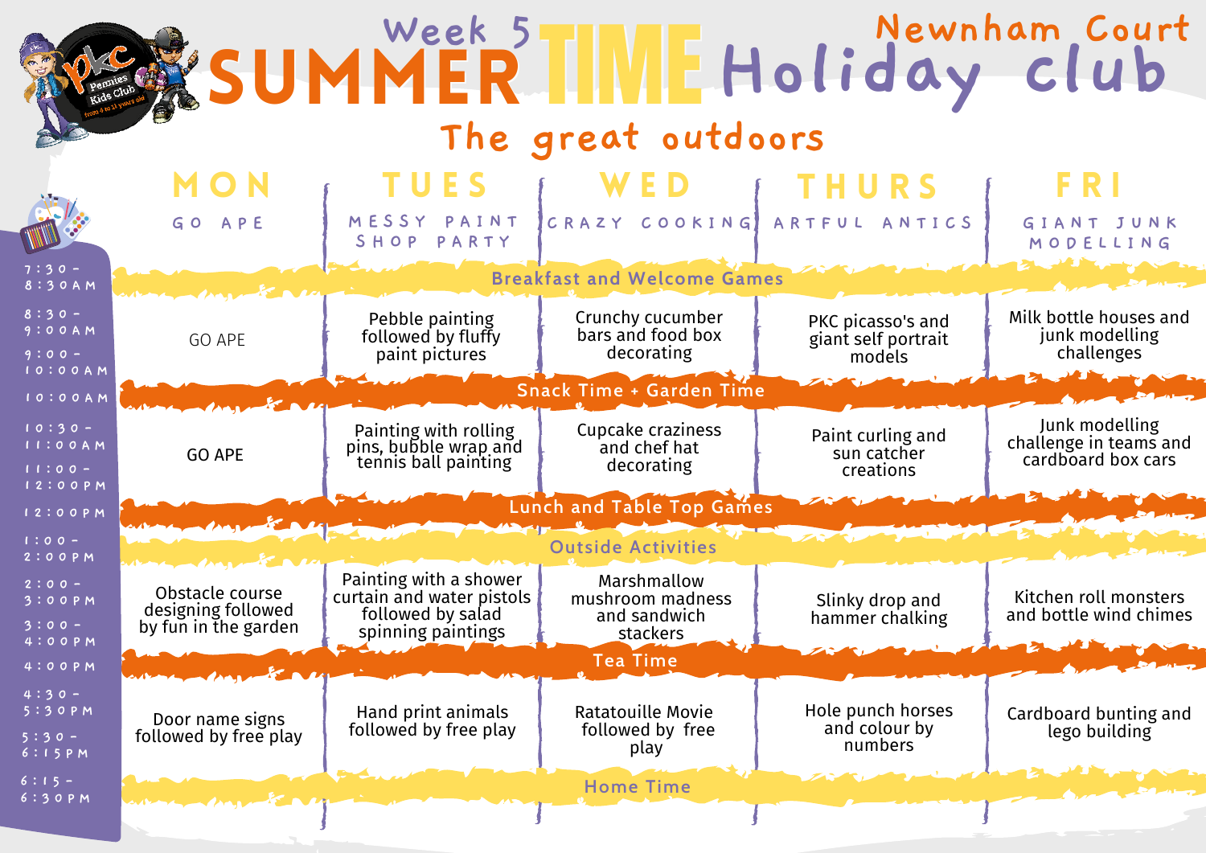# Week 5 SUMMER TIME Holiday club

## Newnham Court

## The great outdoors

| Time | MON – GO APE | TUES – MESSY PAINT SHOP PARTY | WED – CRAZY COOKING | THURS – ARTFUL ANTICS | FRI – GIANT JUNK MODELLING |
|---|---|---|---|---|---|
| 7:30 - 8:30AM | Breakfast and Welcome Games | | | | |
| 8:30 - 9:00AM / 9:00 - 10:00AM | GO APE | Pebble painting followed by fluffy paint pictures | Crunchy cucumber bars and food box decorating | PKC picasso's and giant self portrait models | Milk bottle houses and junk modelling challenges |
| 10:00AM | Snack Time + Garden Time | | | | |
| 10:30 - 11:00AM / 11:00 - 12:00PM | GO APE | Painting with rolling pins, bubble wrap and tennis ball painting | Cupcake craziness and chef hat decorating | Paint curling and sun catcher creations | Junk modelling challenge in teams and cardboard box cars |
| 12:00PM | Lunch and Table Top Games | | | | |
| 1:00 - 2:00PM | Outside Activities | | | | |
| 2:00 - 3:00PM / 3:00 - 4:00PM | Obstacle course designing followed by fun in the garden | Painting with a shower curtain and water pistols followed by salad spinning paintings | Marshmallow mushroom madness and sandwich stackers | Slinky drop and hammer chalking | Kitchen roll monsters and bottle wind chimes |
| 4:00PM | Tea Time | | | | |
| 4:30 - 5:30PM / 5:30 - 6:15PM | Door name signs followed by free play | Hand print animals followed by free play | Ratatouille Movie followed by free play | Hole punch horses and colour by numbers | Cardboard bunting and lego building |
| 6:15 - 6:30PM | Home Time | | | | |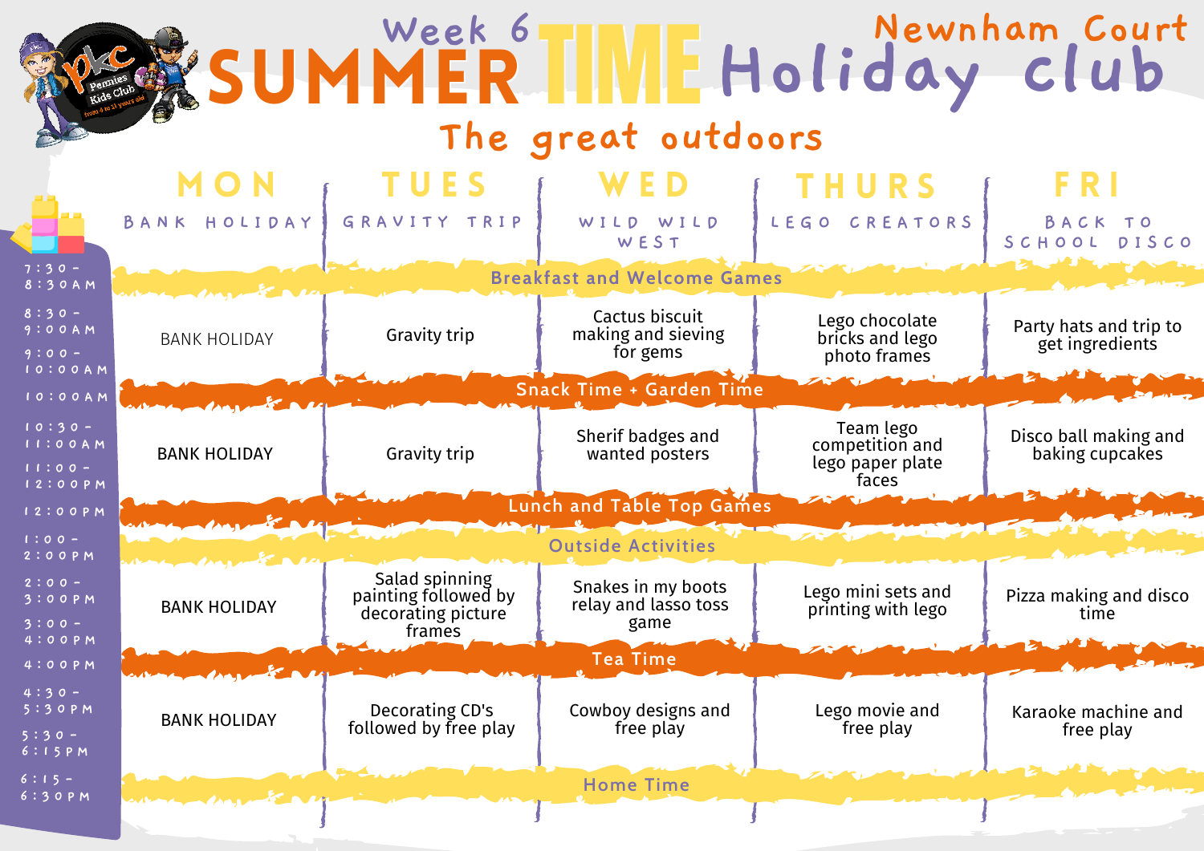# Week 6 SUMMER TIME Holiday club

## Newnham Court

### The great outdoors

| | MON | TUES | WED | THURS | FRI |
|---|---|---|---|---|---|
| | BANK HOLIDAY | GRAVITY TRIP | WILD WILD WEST | LEGO CREATORS | BACK TO SCHOOL DISCO |
| 7:30 - 8:30AM | Breakfast and Welcome Games | | | | |
| 8:30 - 9:00AM / 9:00 - 10:00AM | BANK HOLIDAY | Gravity trip | Cactus biscuit making and sieving for gems | Lego chocolate bricks and lego photo frames | Party hats and trip to get ingredients |
| 10:00AM | Snack Time + Garden Time | | | | |
| 10:30 - 11:00AM / 11:00 - 12:00PM | BANK HOLIDAY | Gravity trip | Sherif badges and wanted posters | Team lego competition and lego paper plate faces | Disco ball making and baking cupcakes |
| 12:00PM | Lunch and Table Top Games | | | | |
| 1:00 - 2:00PM | Outside Activities | | | | |
| 2:00 - 3:00PM / 3:00 - 4:00PM | BANK HOLIDAY | Salad spinning painting followed by decorating picture frames | Snakes in my boots relay and lasso toss game | Lego mini sets and printing with lego | Pizza making and disco time |
| 4:00PM | Tea Time | | | | |
| 4:30 - 5:30PM / 5:30 - 6:15PM | BANK HOLIDAY | Decorating CD's followed by free play | Cowboy designs and free play | Lego movie and free play | Karaoke machine and free play |
| 6:15 - 6:30PM | Home Time | | | | |